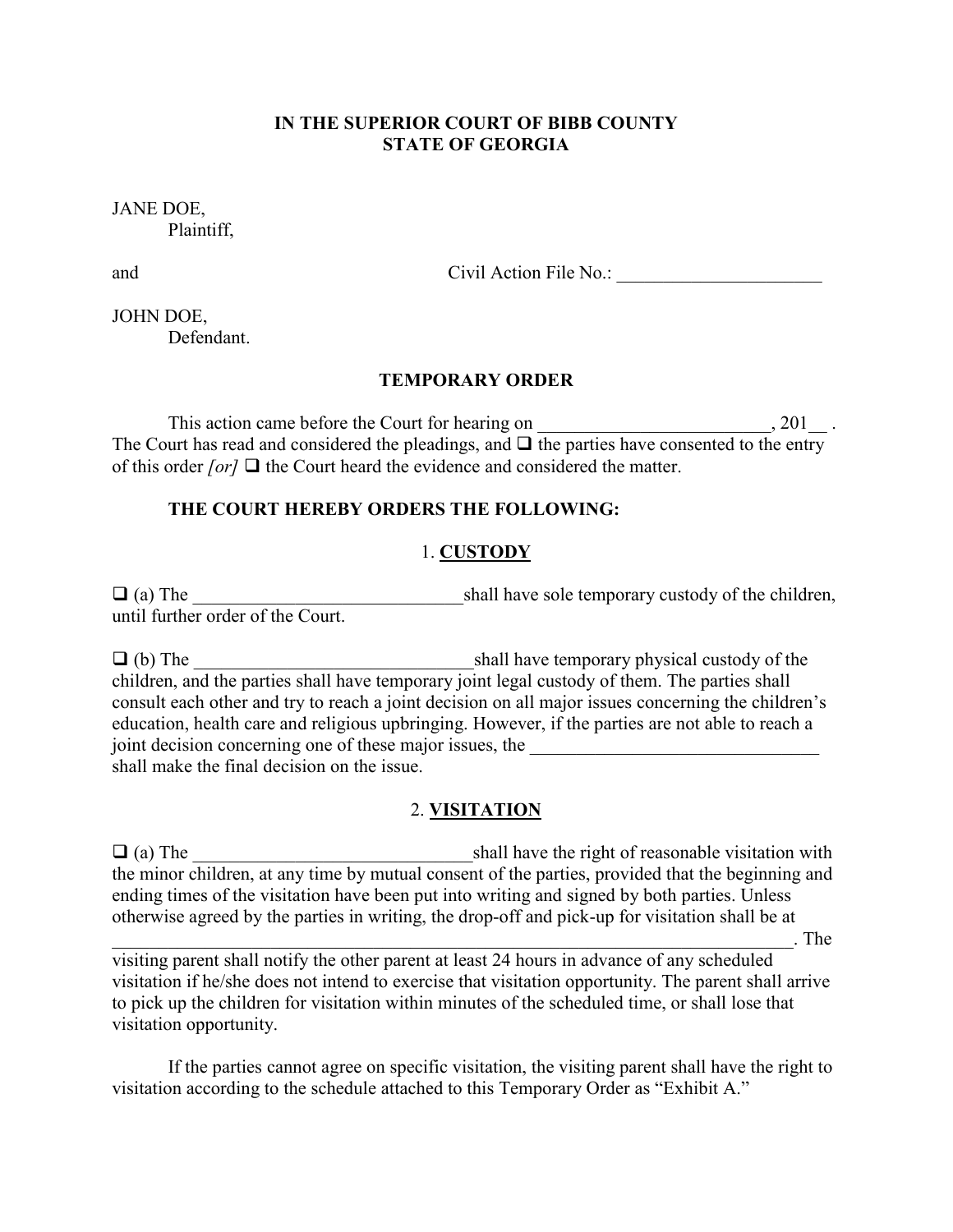**IN THE SUPERIOR COURT OF BIBB COUNTY**
**STATE OF GEORGIA**

JANE DOE,
Plaintiff,

and Civil Action File No.: ______________________

JOHN DOE,
Defendant.

**TEMPORARY ORDER**

This action came before the Court for hearing on _________________________, 201__ . The Court has read and considered the pleadings, and ❑ the parties have consented to the entry of this order *[or]* ❑ the Court heard the evidence and considered the matter.

**THE COURT HEREBY ORDERS THE FOLLOWING:**

1. **CUSTODY**

❑ (a) The ______________________________shall have sole temporary custody of the children, until further order of the Court.

❑ (b) The _______________________________shall have temporary physical custody of the children, and the parties shall have temporary joint legal custody of them. The parties shall consult each other and try to reach a joint decision on all major issues concerning the children's education, health care and religious upbringing. However, if the parties are not able to reach a joint decision concerning one of these major issues, the ________________________________ shall make the final decision on the issue.

2. **VISITATION**

❑ (a) The _______________________________shall have the right of reasonable visitation with the minor children, at any time by mutual consent of the parties, provided that the beginning and ending times of the visitation have been put into writing and signed by both parties. Unless otherwise agreed by the parties in writing, the drop-off and pick-up for visitation shall be at _____________________________________________________________________________. The visiting parent shall notify the other parent at least 24 hours in advance of any scheduled visitation if he/she does not intend to exercise that visitation opportunity. The parent shall arrive to pick up the children for visitation within minutes of the scheduled time, or shall lose that visitation opportunity.

If the parties cannot agree on specific visitation, the visiting parent shall have the right to visitation according to the schedule attached to this Temporary Order as "Exhibit A."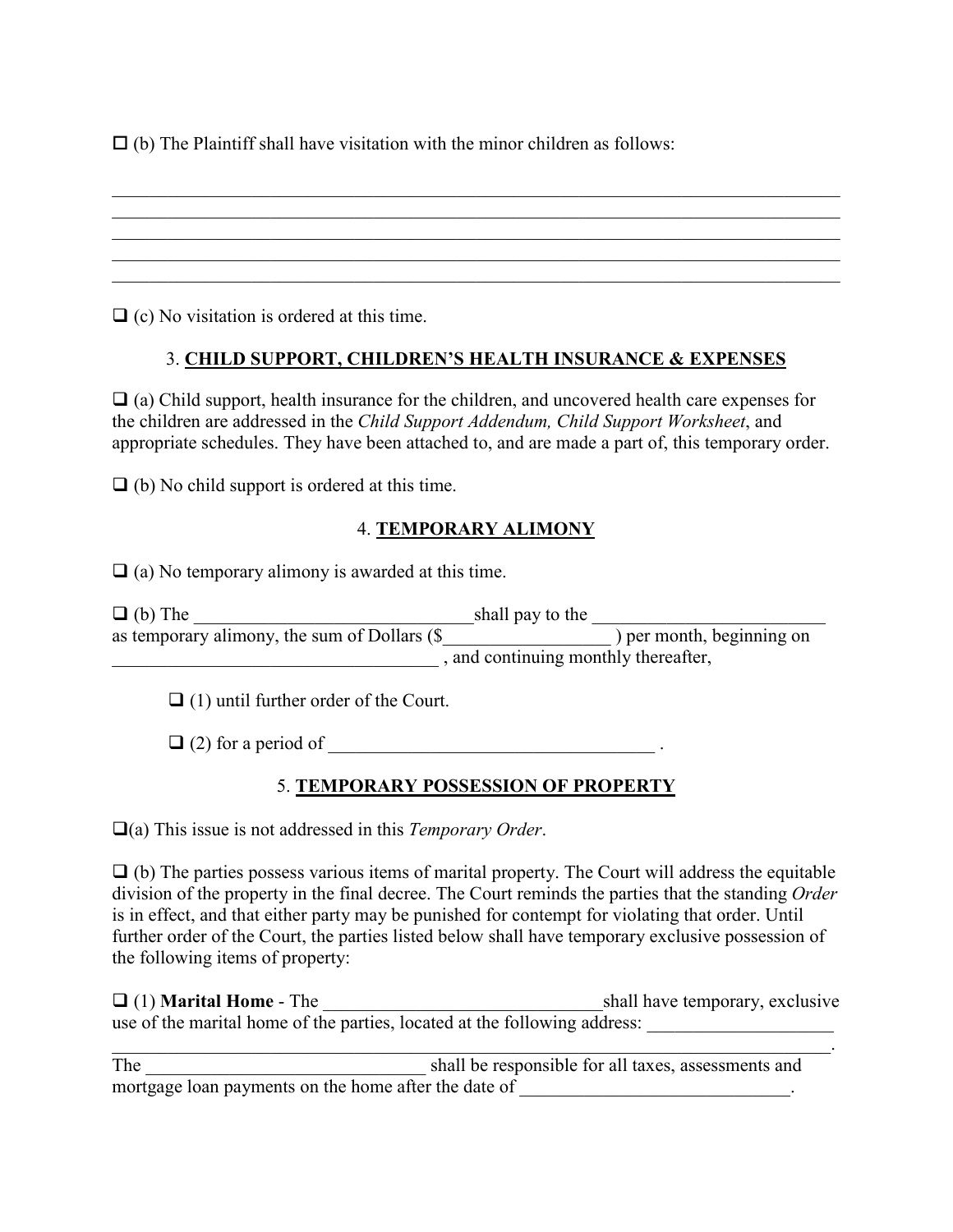☐ (b) The Plaintiff shall have visitation with the minor children as follows:

_______________________________________________________________________________
_______________________________________________________________________________
_______________________________________________________________________________
_______________________________________________________________________________
_______________________________________________________________________________

☐ (c) No visitation is ordered at this time.

### 3. **CHILD SUPPORT, CHILDREN'S HEALTH INSURANCE & EXPENSES**

☐ (a) Child support, health insurance for the children, and uncovered health care expenses for the children are addressed in the *Child Support Addendum, Child Support Worksheet*, and appropriate schedules. They have been attached to, and are made a part of, this temporary order.

☐ (b) No child support is ordered at this time.

### 4. **TEMPORARY ALIMONY**

☐ (a) No temporary alimony is awarded at this time.

☐ (b) The ______________________________shall pay to the _________________________ as temporary alimony, the sum of Dollars ($__________________ ) per month, beginning on _____________________________________ , and continuing monthly thereafter,

☐ (1) until further order of the Court.

☐ (2) for a period of ___________________________________ .

### 5. **TEMPORARY POSSESSION OF PROPERTY**

☐(a) This issue is not addressed in this *Temporary Order*.

☐ (b) The parties possess various items of marital property. The Court will address the equitable division of the property in the final decree. The Court reminds the parties that the standing *Order* is in effect, and that either party may be punished for contempt for violating that order. Until further order of the Court, the parties listed below shall have temporary exclusive possession of the following items of property:

☐ (1) **Marital Home** - The ______________________________shall have temporary, exclusive use of the marital home of the parties, located at the following address: ____________________
_______________________________________________________________________________.
The ______________________________ shall be responsible for all taxes, assessments and mortgage loan payments on the home after the date of _____________________________.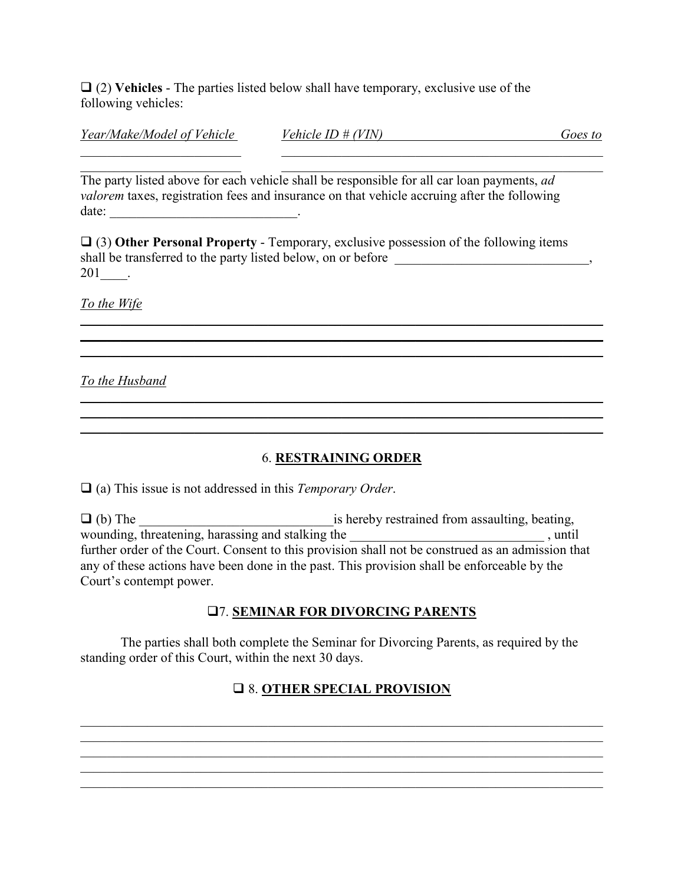❑ (2) **Vehicles** - The parties listed below shall have temporary, exclusive use of the following vehicles:

| *Year/Make/Model of Vehicle* | *Vehicle ID # (VIN)* | *Goes to* |
|---|---|---|
| ______________________ | ______________________ | __________ |
| ______________________ | ______________________ | __________ |

The party listed above for each vehicle shall be responsible for all car loan payments, *ad valorem* taxes, registration fees and insurance on that vehicle accruing after the following date: ___________________________.

❑ (3) **Other Personal Property** - Temporary, exclusive possession of the following items shall be transferred to the party listed below, on or before _____________________________, 201____.

*To the Wife*

______________________________________________________________________________
______________________________________________________________________________
______________________________________________________________________________

*To the Husband*

______________________________________________________________________________
______________________________________________________________________________
______________________________________________________________________________

## 6. RESTRAINING ORDER

❑ (a) This issue is not addressed in this *Temporary Order*.

❑ (b) The _____________________________ is hereby restrained from assaulting, beating, wounding, threatening, harassing and stalking the _____________________________ , until further order of the Court. Consent to this provision shall not be construed as an admission that any of these actions have been done in the past. This provision shall be enforceable by the Court's contempt power.

## ❑ 7. SEMINAR FOR DIVORCING PARENTS

The parties shall both complete the Seminar for Divorcing Parents, as required by the standing order of this Court, within the next 30 days.

## ❑ 8. OTHER SPECIAL PROVISION

______________________________________________________________________________
______________________________________________________________________________
______________________________________________________________________________
______________________________________________________________________________
______________________________________________________________________________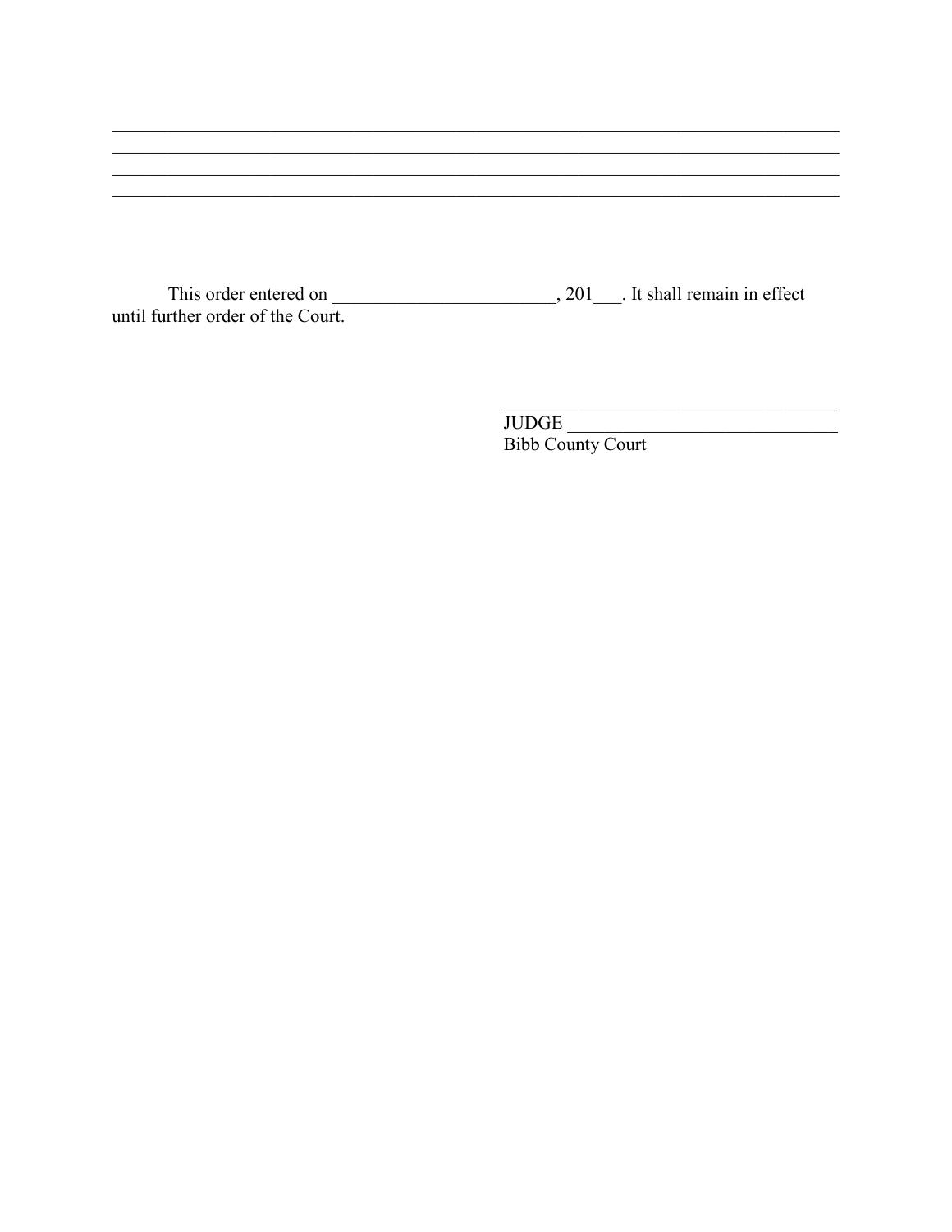\_\_\_\_\_\_\_\_\_\_\_\_\_\_\_\_\_\_\_\_\_\_\_\_\_\_\_\_\_\_\_\_\_\_\_\_\_\_\_\_\_\_\_\_\_\_\_\_\_\_\_\_\_\_\_\_\_\_\_\_\_\_\_\_\_\_\_\_\_\_\_\_\_\_\_\_\_\_

\_\_\_\_\_\_\_\_\_\_\_\_\_\_\_\_\_\_\_\_\_\_\_\_\_\_\_\_\_\_\_\_\_\_\_\_\_\_\_\_\_\_\_\_\_\_\_\_\_\_\_\_\_\_\_\_\_\_\_\_\_\_\_\_\_\_\_\_\_\_\_\_\_\_\_\_\_\_

\_\_\_\_\_\_\_\_\_\_\_\_\_\_\_\_\_\_\_\_\_\_\_\_\_\_\_\_\_\_\_\_\_\_\_\_\_\_\_\_\_\_\_\_\_\_\_\_\_\_\_\_\_\_\_\_\_\_\_\_\_\_\_\_\_\_\_\_\_\_\_\_\_\_\_\_\_\_

\_\_\_\_\_\_\_\_\_\_\_\_\_\_\_\_\_\_\_\_\_\_\_\_\_\_\_\_\_\_\_\_\_\_\_\_\_\_\_\_\_\_\_\_\_\_\_\_\_\_\_\_\_\_\_\_\_\_\_\_\_\_\_\_\_\_\_\_\_\_\_\_\_\_\_\_\_\_

This order entered on \_\_\_\_\_\_\_\_\_\_\_\_\_\_\_\_\_\_\_\_\_\_\_\_\_, 201\_\_\_. It shall remain in effect until further order of the Court.

\_\_\_\_\_\_\_\_\_\_\_\_\_\_\_\_\_\_\_\_\_\_\_\_\_\_\_\_\_\_\_\_\_\_\_\_\_\_
JUDGE \_\_\_\_\_\_\_\_\_\_\_\_\_\_\_\_\_\_\_\_\_\_\_\_\_\_\_\_\_\_\_
Bibb County Court